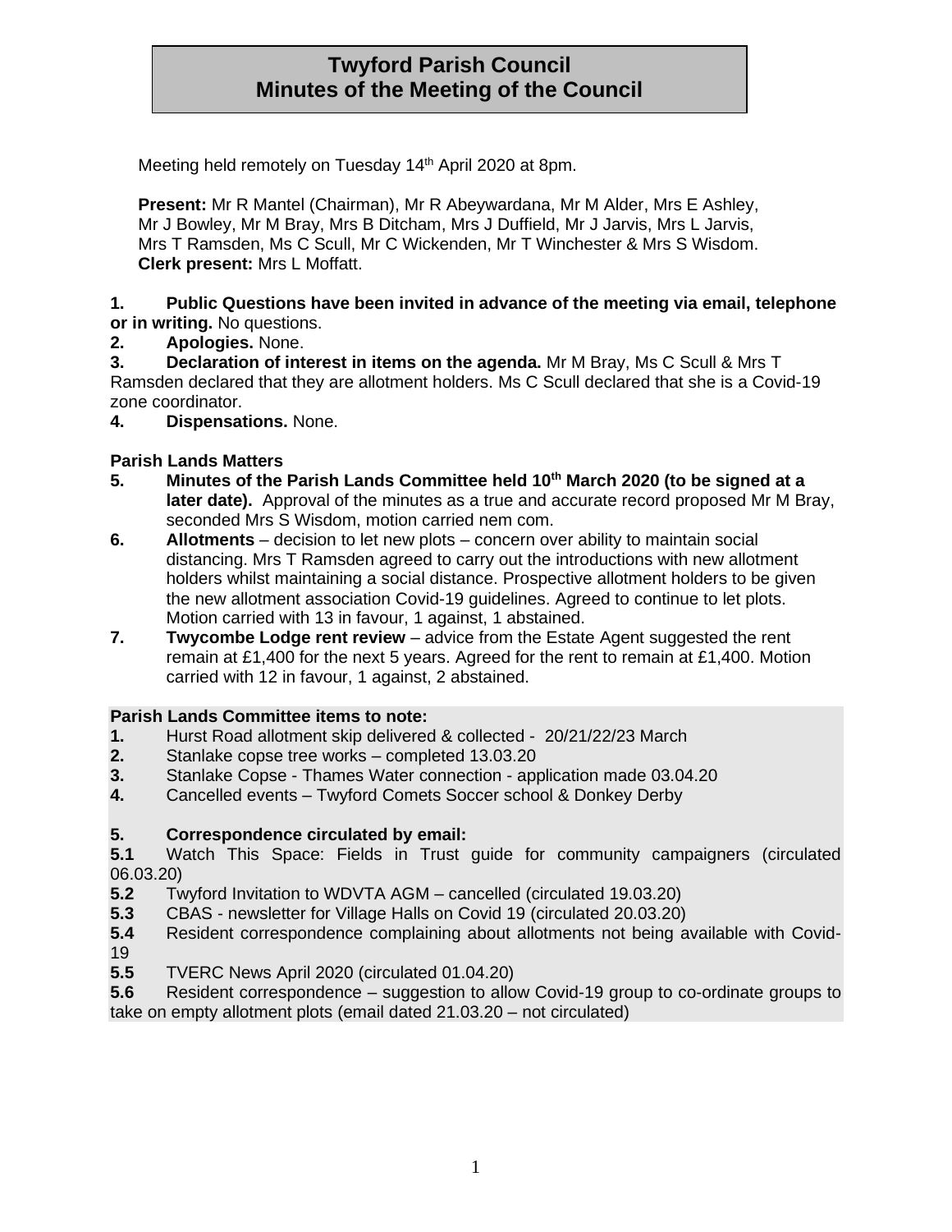# Twyford Parish Council
# Minutes of the Meeting of the Council

Meeting held remotely on Tuesday 14th April 2020 at 8pm.

**Present:** Mr R Mantel (Chairman), Mr R Abeywardana, Mr M Alder, Mrs E Ashley, Mr J Bowley, Mr M Bray, Mrs B Ditcham, Mrs J Duffield, Mr J Jarvis, Mrs L Jarvis, Mrs T Ramsden, Ms C Scull, Mr C Wickenden, Mr T Winchester & Mrs S Wisdom.
**Clerk present:** Mrs L Moffatt.

**1. Public Questions have been invited in advance of the meeting via email, telephone or in writing.** No questions.

**2. Apologies.** None.

**3. Declaration of interest in items on the agenda.** Mr M Bray, Ms C Scull & Mrs T Ramsden declared that they are allotment holders. Ms C Scull declared that she is a Covid-19 zone coordinator.

**4. Dispensations.** None.

**Parish Lands Matters**

**5. Minutes of the Parish Lands Committee held 10th March 2020 (to be signed at a later date).** Approval of the minutes as a true and accurate record proposed Mr M Bray, seconded Mrs S Wisdom, motion carried nem com.

**6. Allotments** – decision to let new plots – concern over ability to maintain social distancing. Mrs T Ramsden agreed to carry out the introductions with new allotment holders whilst maintaining a social distance. Prospective allotment holders to be given the new allotment association Covid-19 guidelines. Agreed to continue to let plots. Motion carried with 13 in favour, 1 against, 1 abstained.

**7. Twycombe Lodge rent review** – advice from the Estate Agent suggested the rent remain at £1,400 for the next 5 years. Agreed for the rent to remain at £1,400. Motion carried with 12 in favour, 1 against, 2 abstained.

**Parish Lands Committee items to note:**

**1.** Hurst Road allotment skip delivered & collected - 20/21/22/23 March

**2.** Stanlake copse tree works – completed 13.03.20

**3.** Stanlake Copse - Thames Water connection - application made 03.04.20

**4.** Cancelled events – Twyford Comets Soccer school & Donkey Derby

**5. Correspondence circulated by email:**

**5.1** Watch This Space: Fields in Trust guide for community campaigners (circulated 06.03.20)

**5.2** Twyford Invitation to WDVTA AGM – cancelled (circulated 19.03.20)

**5.3** CBAS - newsletter for Village Halls on Covid 19 (circulated 20.03.20)

**5.4** Resident correspondence complaining about allotments not being available with Covid-19

**5.5** TVERC News April 2020 (circulated 01.04.20)

**5.6** Resident correspondence – suggestion to allow Covid-19 group to co-ordinate groups to take on empty allotment plots (email dated 21.03.20 – not circulated)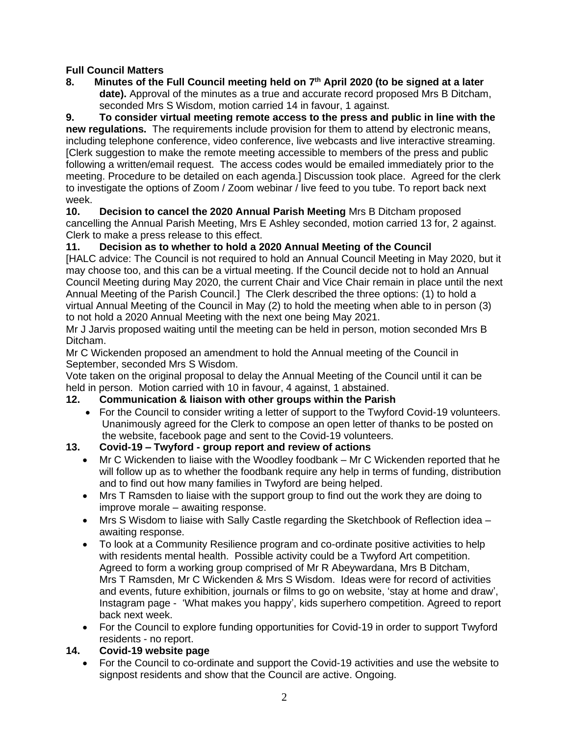**Full Council Matters**

**8. Minutes of the Full Council meeting held on 7th April 2020 (to be signed at a later date).** Approval of the minutes as a true and accurate record proposed Mrs B Ditcham, seconded Mrs S Wisdom, motion carried 14 in favour, 1 against.

**9. To consider virtual meeting remote access to the press and public in line with the new regulations.** The requirements include provision for them to attend by electronic means, including telephone conference, video conference, live webcasts and live interactive streaming. [Clerk suggestion to make the remote meeting accessible to members of the press and public following a written/email request. The access codes would be emailed immediately prior to the meeting. Procedure to be detailed on each agenda.] Discussion took place. Agreed for the clerk to investigate the options of Zoom / Zoom webinar / live feed to you tube. To report back next week.

**10. Decision to cancel the 2020 Annual Parish Meeting** Mrs B Ditcham proposed cancelling the Annual Parish Meeting, Mrs E Ashley seconded, motion carried 13 for, 2 against. Clerk to make a press release to this effect.

**11. Decision as to whether to hold a 2020 Annual Meeting of the Council**

[HALC advice: The Council is not required to hold an Annual Council Meeting in May 2020, but it may choose too, and this can be a virtual meeting. If the Council decide not to hold an Annual Council Meeting during May 2020, the current Chair and Vice Chair remain in place until the next Annual Meeting of the Parish Council.] The Clerk described the three options: (1) to hold a virtual Annual Meeting of the Council in May (2) to hold the meeting when able to in person (3) to not hold a 2020 Annual Meeting with the next one being May 2021.

Mr J Jarvis proposed waiting until the meeting can be held in person, motion seconded Mrs B Ditcham.

Mr C Wickenden proposed an amendment to hold the Annual meeting of the Council in September, seconded Mrs S Wisdom.

Vote taken on the original proposal to delay the Annual Meeting of the Council until it can be held in person. Motion carried with 10 in favour, 4 against, 1 abstained.

**12. Communication & liaison with other groups within the Parish**

- For the Council to consider writing a letter of support to the Twyford Covid-19 volunteers. Unanimously agreed for the Clerk to compose an open letter of thanks to be posted on the website, facebook page and sent to the Covid-19 volunteers.

**13. Covid-19 – Twyford - group report and review of actions**

- Mr C Wickenden to liaise with the Woodley foodbank – Mr C Wickenden reported that he will follow up as to whether the foodbank require any help in terms of funding, distribution and to find out how many families in Twyford are being helped.
- Mrs T Ramsden to liaise with the support group to find out the work they are doing to improve morale – awaiting response.
- Mrs S Wisdom to liaise with Sally Castle regarding the Sketchbook of Reflection idea – awaiting response.
- To look at a Community Resilience program and co-ordinate positive activities to help with residents mental health. Possible activity could be a Twyford Art competition. Agreed to form a working group comprised of Mr R Abeywardana, Mrs B Ditcham, Mrs T Ramsden, Mr C Wickenden & Mrs S Wisdom. Ideas were for record of activities and events, future exhibition, journals or films to go on website, 'stay at home and draw', Instagram page - 'What makes you happy', kids superhero competition. Agreed to report back next week.
- For the Council to explore funding opportunities for Covid-19 in order to support Twyford residents - no report.

**14. Covid-19 website page**

- For the Council to co-ordinate and support the Covid-19 activities and use the website to signpost residents and show that the Council are active. Ongoing.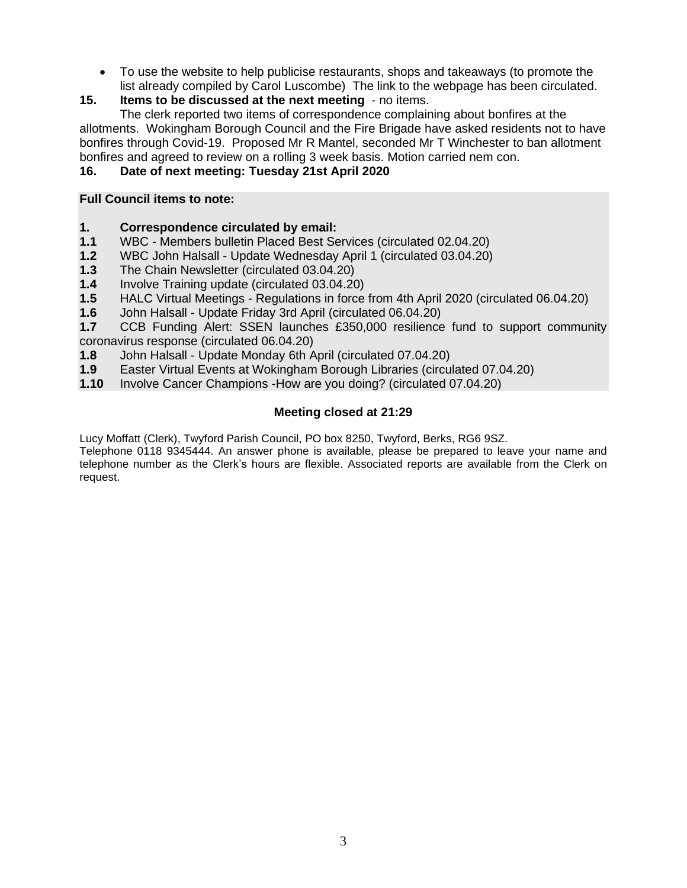- To use the website to help publicise restaurants, shops and takeaways (to promote the list already compiled by Carol Luscombe) The link to the webpage has been circulated.

**15. Items to be discussed at the next meeting** - no items.

The clerk reported two items of correspondence complaining about bonfires at the allotments. Wokingham Borough Council and the Fire Brigade have asked residents not to have bonfires through Covid-19. Proposed Mr R Mantel, seconded Mr T Winchester to ban allotment bonfires and agreed to review on a rolling 3 week basis. Motion carried nem con.

**16. Date of next meeting: Tuesday 21st April 2020**

**Full Council items to note:**

**1. Correspondence circulated by email:**

**1.1** WBC - Members bulletin Placed Best Services (circulated 02.04.20)
**1.2** WBC John Halsall - Update Wednesday April 1 (circulated 03.04.20)
**1.3** The Chain Newsletter (circulated 03.04.20)
**1.4** Involve Training update (circulated 03.04.20)
**1.5** HALC Virtual Meetings - Regulations in force from 4th April 2020 (circulated 06.04.20)
**1.6** John Halsall - Update Friday 3rd April (circulated 06.04.20)
**1.7** CCB Funding Alert: SSEN launches £350,000 resilience fund to support community coronavirus response (circulated 06.04.20)
**1.8** John Halsall - Update Monday 6th April (circulated 07.04.20)
**1.9** Easter Virtual Events at Wokingham Borough Libraries (circulated 07.04.20)
**1.10** Involve Cancer Champions -How are you doing? (circulated 07.04.20)

**Meeting closed at 21:29**

Lucy Moffatt (Clerk), Twyford Parish Council, PO box 8250, Twyford, Berks, RG6 9SZ.
Telephone 0118 9345444. An answer phone is available, please be prepared to leave your name and telephone number as the Clerk's hours are flexible. Associated reports are available from the Clerk on request.